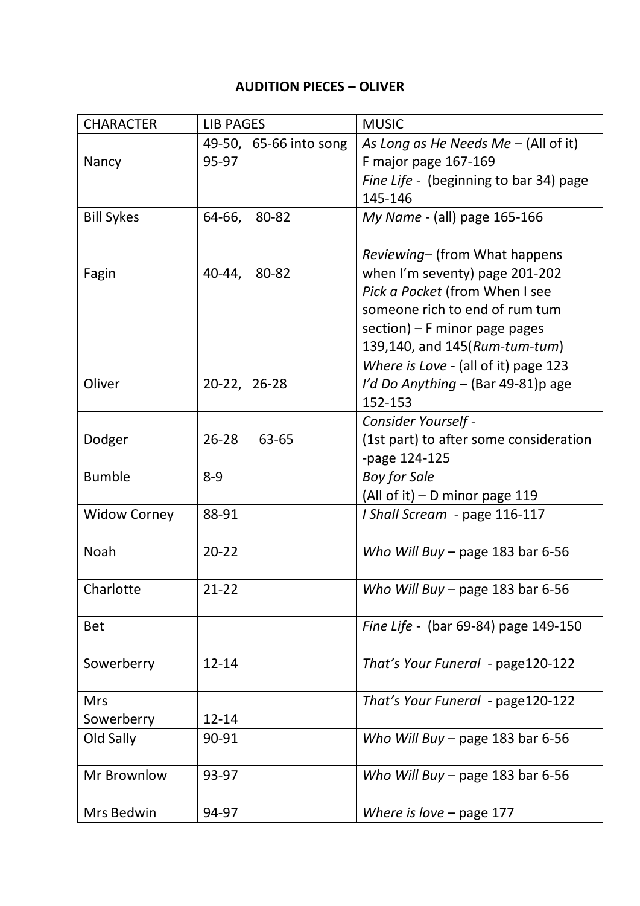# AUDITION PIECES – OLIVER

| CHARACTER | LIB PAGES | MUSIC |
|---|---|---|
| Nancy | 49-50, 65-66 into song 95-97 | *As Long as He Needs Me* – (All of it) F major page 167-169 *Fine Life* - (beginning to bar 34) page 145-146 |
| Bill Sykes | 64-66, 80-82 | *My Name* - (all) page 165-166 |
| Fagin | 40-44, 80-82 | *Reviewing*– (from What happens when I'm seventy) page 201-202 *Pick a Pocket* (from When I see someone rich to end of rum tum section) – F minor page pages 139,140, and 145(*Rum-tum-tum*) |
| Oliver | 20-22, 26-28 | *Where is Love* - (all of it) page 123 *I'd Do Anything* – (Bar 49-81)p age 152-153 |
| Dodger | 26-28 63-65 | *Consider Yourself* - (1st part) to after some consideration -page 124-125 |
| Bumble | 8-9 | *Boy for Sale* (All of it) – D minor page 119 |
| Widow Corney | 88-91 | *I Shall Scream* - page 116-117 |
| Noah | 20-22 | *Who Will Buy* – page 183 bar 6-56 |
| Charlotte | 21-22 | *Who Will Buy* – page 183 bar 6-56 |
| Bet | | *Fine Life* - (bar 69-84) page 149-150 |
| Sowerberry | 12-14 | *That's Your Funeral* - page120-122 |
| Mrs Sowerberry | 12-14 | *That's Your Funeral* - page120-122 |
| Old Sally | 90-91 | *Who Will Buy* – page 183 bar 6-56 |
| Mr Brownlow | 93-97 | *Who Will Buy* – page 183 bar 6-56 |
| Mrs Bedwin | 94-97 | *Where is love* – page 177 |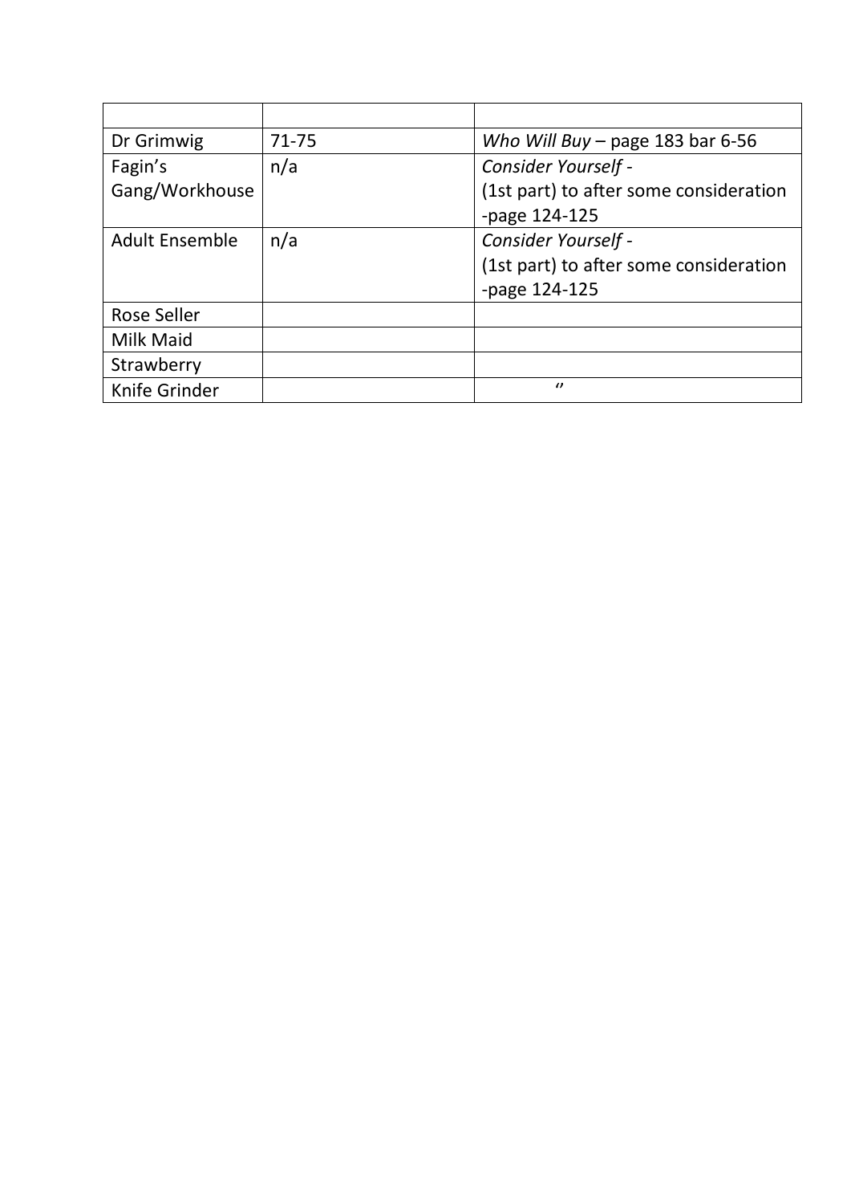| | | |
|---|---|---|
| Dr Grimwig | 71-75 | *Who Will Buy* – page 183 bar 6-56 |
| Fagin's Gang/Workhouse | n/a | *Consider Yourself* - (1st part) to after some consideration -page 124-125 |
| Adult Ensemble | n/a | *Consider Yourself* - (1st part) to after some consideration -page 124-125 |
| Rose Seller | | |
| Milk Maid | | |
| Strawberry | | |
| Knife Grinder | | " |